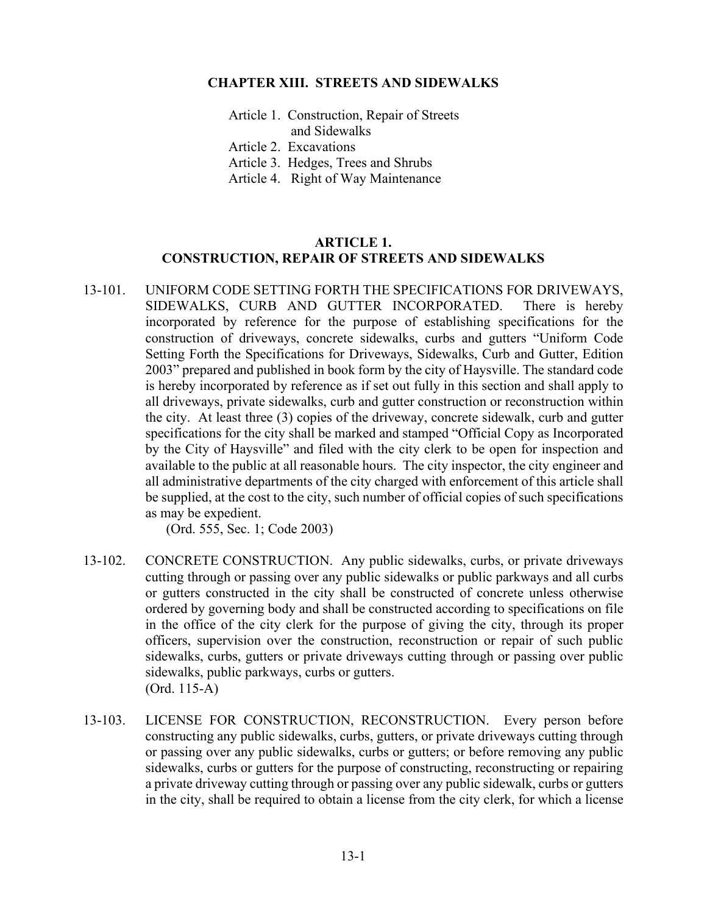# CHAPTER XIII. STREETS AND SIDEWALKS

Article 1. Construction, Repair of Streets and Sidewalks
Article 2. Excavations
Article 3. Hedges, Trees and Shrubs
Article 4. Right of Way Maintenance

## ARTICLE 1.
## CONSTRUCTION, REPAIR OF STREETS AND SIDEWALKS

13-101. UNIFORM CODE SETTING FORTH THE SPECIFICATIONS FOR DRIVEWAYS, SIDEWALKS, CURB AND GUTTER INCORPORATED. There is hereby incorporated by reference for the purpose of establishing specifications for the construction of driveways, concrete sidewalks, curbs and gutters "Uniform Code Setting Forth the Specifications for Driveways, Sidewalks, Curb and Gutter, Edition 2003" prepared and published in book form by the city of Haysville. The standard code is hereby incorporated by reference as if set out fully in this section and shall apply to all driveways, private sidewalks, curb and gutter construction or reconstruction within the city. At least three (3) copies of the driveway, concrete sidewalk, curb and gutter specifications for the city shall be marked and stamped "Official Copy as Incorporated by the City of Haysville" and filed with the city clerk to be open for inspection and available to the public at all reasonable hours. The city inspector, the city engineer and all administrative departments of the city charged with enforcement of this article shall be supplied, at the cost to the city, such number of official copies of such specifications as may be expedient.
(Ord. 555, Sec. 1; Code 2003)

13-102. CONCRETE CONSTRUCTION. Any public sidewalks, curbs, or private driveways cutting through or passing over any public sidewalks or public parkways and all curbs or gutters constructed in the city shall be constructed of concrete unless otherwise ordered by governing body and shall be constructed according to specifications on file in the office of the city clerk for the purpose of giving the city, through its proper officers, supervision over the construction, reconstruction or repair of such public sidewalks, curbs, gutters or private driveways cutting through or passing over public sidewalks, public parkways, curbs or gutters.
(Ord. 115-A)

13-103. LICENSE FOR CONSTRUCTION, RECONSTRUCTION. Every person before constructing any public sidewalks, curbs, gutters, or private driveways cutting through or passing over any public sidewalks, curbs or gutters; or before removing any public sidewalks, curbs or gutters for the purpose of constructing, reconstructing or repairing a private driveway cutting through or passing over any public sidewalk, curbs or gutters in the city, shall be required to obtain a license from the city clerk, for which a license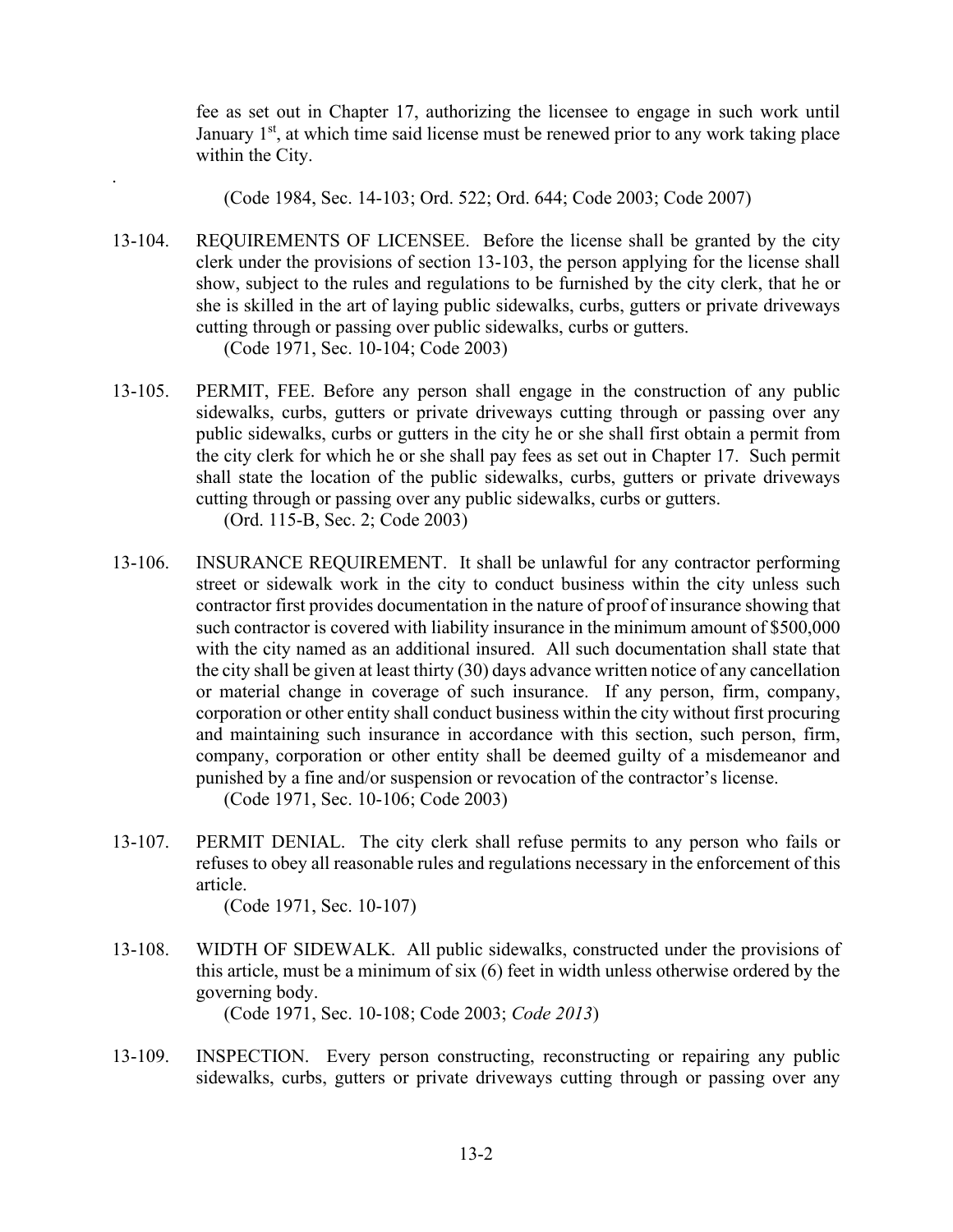fee as set out in Chapter 17, authorizing the licensee to engage in such work until January 1st, at which time said license must be renewed prior to any work taking place within the City.

.

(Code 1984, Sec. 14-103; Ord. 522; Ord. 644; Code 2003; Code 2007)

13-104. REQUIREMENTS OF LICENSEE. Before the license shall be granted by the city clerk under the provisions of section 13-103, the person applying for the license shall show, subject to the rules and regulations to be furnished by the city clerk, that he or she is skilled in the art of laying public sidewalks, curbs, gutters or private driveways cutting through or passing over public sidewalks, curbs or gutters.
(Code 1971, Sec. 10-104; Code 2003)

13-105. PERMIT, FEE. Before any person shall engage in the construction of any public sidewalks, curbs, gutters or private driveways cutting through or passing over any public sidewalks, curbs or gutters in the city he or she shall first obtain a permit from the city clerk for which he or she shall pay fees as set out in Chapter 17. Such permit shall state the location of the public sidewalks, curbs, gutters or private driveways cutting through or passing over any public sidewalks, curbs or gutters.
(Ord. 115-B, Sec. 2; Code 2003)

13-106. INSURANCE REQUIREMENT. It shall be unlawful for any contractor performing street or sidewalk work in the city to conduct business within the city unless such contractor first provides documentation in the nature of proof of insurance showing that such contractor is covered with liability insurance in the minimum amount of $500,000 with the city named as an additional insured. All such documentation shall state that the city shall be given at least thirty (30) days advance written notice of any cancellation or material change in coverage of such insurance. If any person, firm, company, corporation or other entity shall conduct business within the city without first procuring and maintaining such insurance in accordance with this section, such person, firm, company, corporation or other entity shall be deemed guilty of a misdemeanor and punished by a fine and/or suspension or revocation of the contractor's license.
(Code 1971, Sec. 10-106; Code 2003)

13-107. PERMIT DENIAL. The city clerk shall refuse permits to any person who fails or refuses to obey all reasonable rules and regulations necessary in the enforcement of this article.
(Code 1971, Sec. 10-107)

13-108. WIDTH OF SIDEWALK. All public sidewalks, constructed under the provisions of this article, must be a minimum of six (6) feet in width unless otherwise ordered by the governing body.
(Code 1971, Sec. 10-108; Code 2003; *Code 2013*)

13-109. INSPECTION. Every person constructing, reconstructing or repairing any public sidewalks, curbs, gutters or private driveways cutting through or passing over any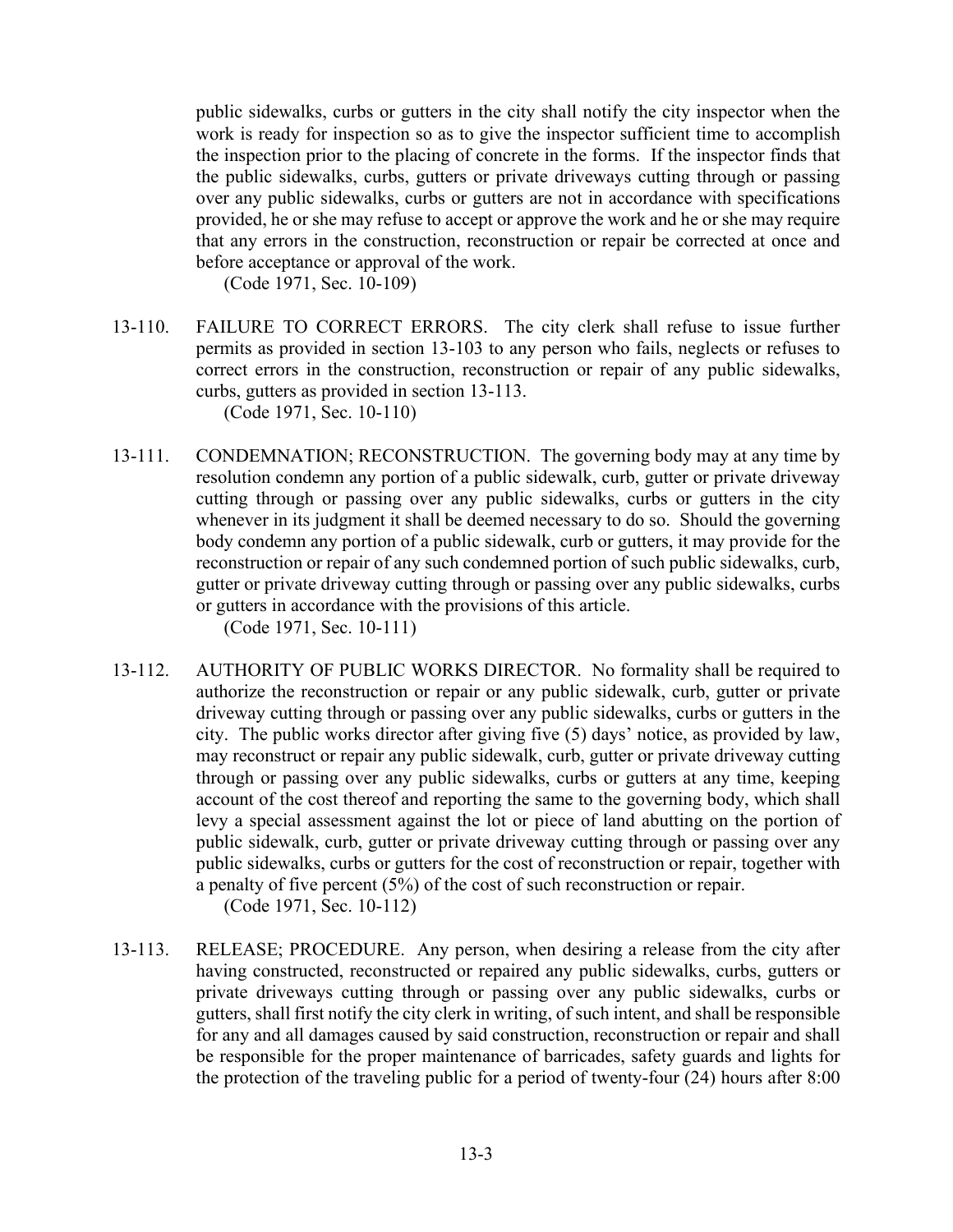public sidewalks, curbs or gutters in the city shall notify the city inspector when the work is ready for inspection so as to give the inspector sufficient time to accomplish the inspection prior to the placing of concrete in the forms. If the inspector finds that the public sidewalks, curbs, gutters or private driveways cutting through or passing over any public sidewalks, curbs or gutters are not in accordance with specifications provided, he or she may refuse to accept or approve the work and he or she may require that any errors in the construction, reconstruction or repair be corrected at once and before acceptance or approval of the work.

(Code 1971, Sec. 10-109)

13-110. FAILURE TO CORRECT ERRORS. The city clerk shall refuse to issue further permits as provided in section 13-103 to any person who fails, neglects or refuses to correct errors in the construction, reconstruction or repair of any public sidewalks, curbs, gutters as provided in section 13-113.

(Code 1971, Sec. 10-110)

13-111. CONDEMNATION; RECONSTRUCTION. The governing body may at any time by resolution condemn any portion of a public sidewalk, curb, gutter or private driveway cutting through or passing over any public sidewalks, curbs or gutters in the city whenever in its judgment it shall be deemed necessary to do so. Should the governing body condemn any portion of a public sidewalk, curb or gutters, it may provide for the reconstruction or repair of any such condemned portion of such public sidewalks, curb, gutter or private driveway cutting through or passing over any public sidewalks, curbs or gutters in accordance with the provisions of this article.

(Code 1971, Sec. 10-111)

13-112. AUTHORITY OF PUBLIC WORKS DIRECTOR. No formality shall be required to authorize the reconstruction or repair or any public sidewalk, curb, gutter or private driveway cutting through or passing over any public sidewalks, curbs or gutters in the city. The public works director after giving five (5) days' notice, as provided by law, may reconstruct or repair any public sidewalk, curb, gutter or private driveway cutting through or passing over any public sidewalks, curbs or gutters at any time, keeping account of the cost thereof and reporting the same to the governing body, which shall levy a special assessment against the lot or piece of land abutting on the portion of public sidewalk, curb, gutter or private driveway cutting through or passing over any public sidewalks, curbs or gutters for the cost of reconstruction or repair, together with a penalty of five percent (5%) of the cost of such reconstruction or repair.

(Code 1971, Sec. 10-112)

13-113. RELEASE; PROCEDURE. Any person, when desiring a release from the city after having constructed, reconstructed or repaired any public sidewalks, curbs, gutters or private driveways cutting through or passing over any public sidewalks, curbs or gutters, shall first notify the city clerk in writing, of such intent, and shall be responsible for any and all damages caused by said construction, reconstruction or repair and shall be responsible for the proper maintenance of barricades, safety guards and lights for the protection of the traveling public for a period of twenty-four (24) hours after 8:00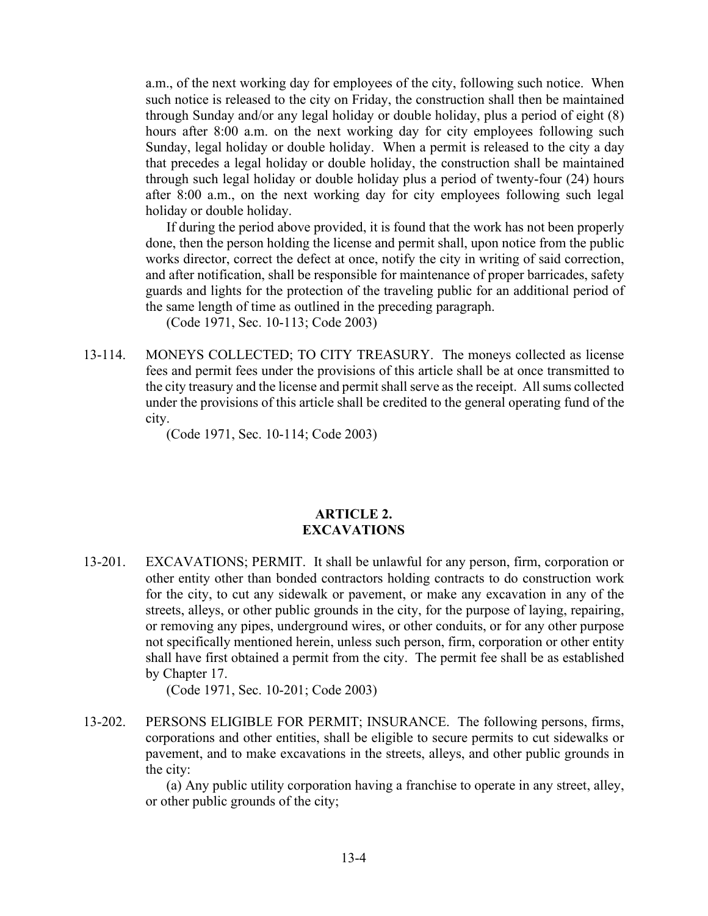a.m., of the next working day for employees of the city, following such notice. When such notice is released to the city on Friday, the construction shall then be maintained through Sunday and/or any legal holiday or double holiday, plus a period of eight (8) hours after 8:00 a.m. on the next working day for city employees following such Sunday, legal holiday or double holiday. When a permit is released to the city a day that precedes a legal holiday or double holiday, the construction shall be maintained through such legal holiday or double holiday plus a period of twenty-four (24) hours after 8:00 a.m., on the next working day for city employees following such legal holiday or double holiday.

If during the period above provided, it is found that the work has not been properly done, then the person holding the license and permit shall, upon notice from the public works director, correct the defect at once, notify the city in writing of said correction, and after notification, shall be responsible for maintenance of proper barricades, safety guards and lights for the protection of the traveling public for an additional period of the same length of time as outlined in the preceding paragraph.

(Code 1971, Sec. 10-113; Code 2003)

13-114. MONEYS COLLECTED; TO CITY TREASURY. The moneys collected as license fees and permit fees under the provisions of this article shall be at once transmitted to the city treasury and the license and permit shall serve as the receipt. All sums collected under the provisions of this article shall be credited to the general operating fund of the city.

(Code 1971, Sec. 10-114; Code 2003)

## ARTICLE 2. EXCAVATIONS

13-201. EXCAVATIONS; PERMIT. It shall be unlawful for any person, firm, corporation or other entity other than bonded contractors holding contracts to do construction work for the city, to cut any sidewalk or pavement, or make any excavation in any of the streets, alleys, or other public grounds in the city, for the purpose of laying, repairing, or removing any pipes, underground wires, or other conduits, or for any other purpose not specifically mentioned herein, unless such person, firm, corporation or other entity shall have first obtained a permit from the city. The permit fee shall be as established by Chapter 17.

(Code 1971, Sec. 10-201; Code 2003)

13-202. PERSONS ELIGIBLE FOR PERMIT; INSURANCE. The following persons, firms, corporations and other entities, shall be eligible to secure permits to cut sidewalks or pavement, and to make excavations in the streets, alleys, and other public grounds in the city:

(a) Any public utility corporation having a franchise to operate in any street, alley, or other public grounds of the city;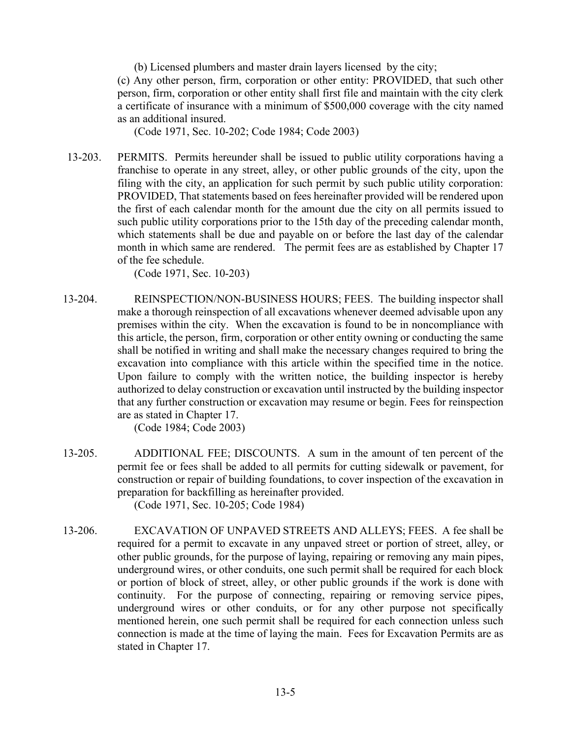(b) Licensed plumbers and master drain layers licensed by the city;

(c) Any other person, firm, corporation or other entity: PROVIDED, that such other person, firm, corporation or other entity shall first file and maintain with the city clerk a certificate of insurance with a minimum of $500,000 coverage with the city named as an additional insured.

(Code 1971, Sec. 10-202; Code 1984; Code 2003)

13-203. PERMITS. Permits hereunder shall be issued to public utility corporations having a franchise to operate in any street, alley, or other public grounds of the city, upon the filing with the city, an application for such permit by such public utility corporation: PROVIDED, That statements based on fees hereinafter provided will be rendered upon the first of each calendar month for the amount due the city on all permits issued to such public utility corporations prior to the 15th day of the preceding calendar month, which statements shall be due and payable on or before the last day of the calendar month in which same are rendered. The permit fees are as established by Chapter 17 of the fee schedule.

(Code 1971, Sec. 10-203)

13-204. REINSPECTION/NON-BUSINESS HOURS; FEES. The building inspector shall make a thorough reinspection of all excavations whenever deemed advisable upon any premises within the city. When the excavation is found to be in noncompliance with this article, the person, firm, corporation or other entity owning or conducting the same shall be notified in writing and shall make the necessary changes required to bring the excavation into compliance with this article within the specified time in the notice. Upon failure to comply with the written notice, the building inspector is hereby authorized to delay construction or excavation until instructed by the building inspector that any further construction or excavation may resume or begin. Fees for reinspection are as stated in Chapter 17.

(Code 1984; Code 2003)

13-205. ADDITIONAL FEE; DISCOUNTS. A sum in the amount of ten percent of the permit fee or fees shall be added to all permits for cutting sidewalk or pavement, for construction or repair of building foundations, to cover inspection of the excavation in preparation for backfilling as hereinafter provided.

(Code 1971, Sec. 10-205; Code 1984)

13-206. EXCAVATION OF UNPAVED STREETS AND ALLEYS; FEES. A fee shall be required for a permit to excavate in any unpaved street or portion of street, alley, or other public grounds, for the purpose of laying, repairing or removing any main pipes, underground wires, or other conduits, one such permit shall be required for each block or portion of block of street, alley, or other public grounds if the work is done with continuity. For the purpose of connecting, repairing or removing service pipes, underground wires or other conduits, or for any other purpose not specifically mentioned herein, one such permit shall be required for each connection unless such connection is made at the time of laying the main. Fees for Excavation Permits are as stated in Chapter 17.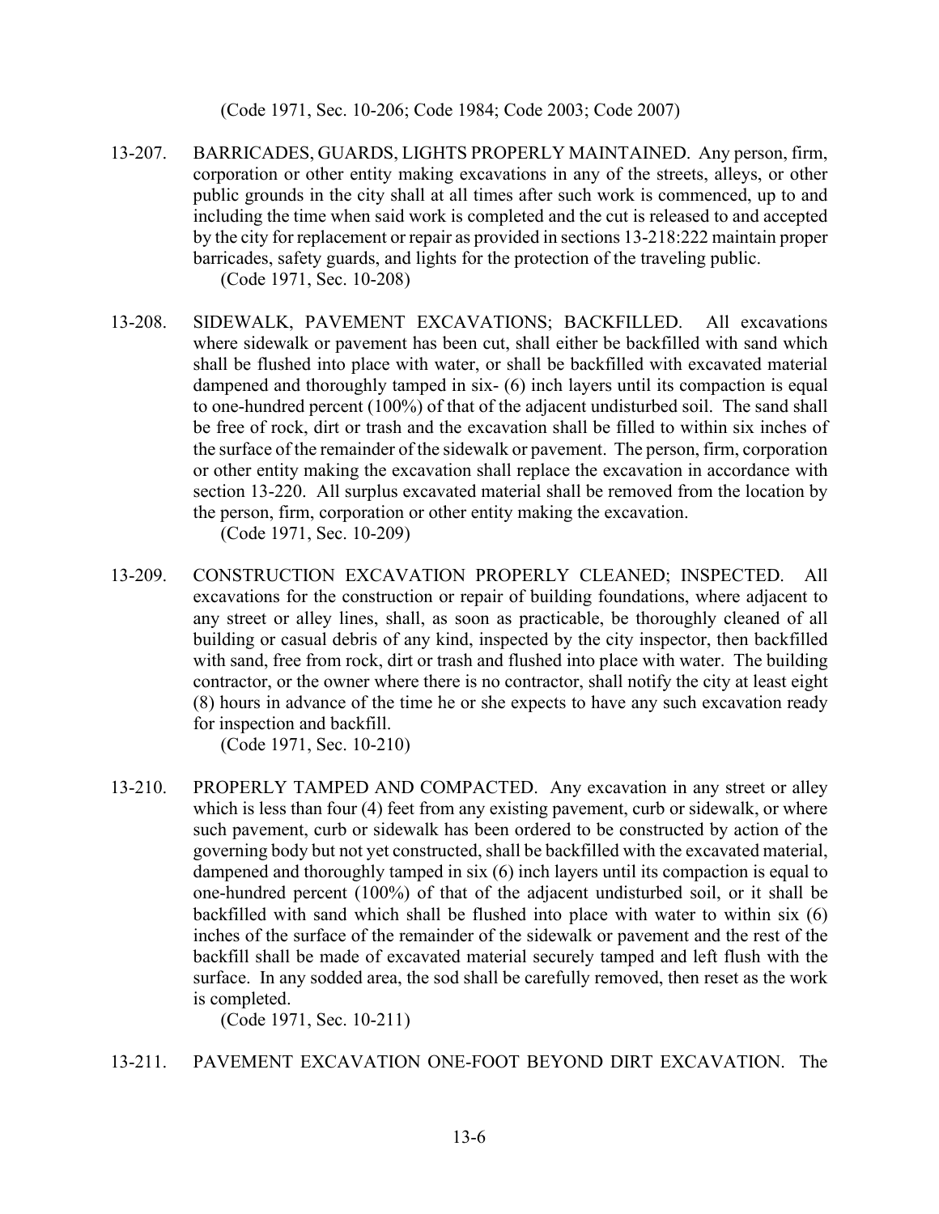(Code 1971, Sec. 10-206; Code 1984; Code 2003; Code 2007)

13-207. BARRICADES, GUARDS, LIGHTS PROPERLY MAINTAINED. Any person, firm, corporation or other entity making excavations in any of the streets, alleys, or other public grounds in the city shall at all times after such work is commenced, up to and including the time when said work is completed and the cut is released to and accepted by the city for replacement or repair as provided in sections 13-218:222 maintain proper barricades, safety guards, and lights for the protection of the traveling public.
(Code 1971, Sec. 10-208)

13-208. SIDEWALK, PAVEMENT EXCAVATIONS; BACKFILLED. All excavations where sidewalk or pavement has been cut, shall either be backfilled with sand which shall be flushed into place with water, or shall be backfilled with excavated material dampened and thoroughly tamped in six- (6) inch layers until its compaction is equal to one-hundred percent (100%) of that of the adjacent undisturbed soil. The sand shall be free of rock, dirt or trash and the excavation shall be filled to within six inches of the surface of the remainder of the sidewalk or pavement. The person, firm, corporation or other entity making the excavation shall replace the excavation in accordance with section 13-220. All surplus excavated material shall be removed from the location by the person, firm, corporation or other entity making the excavation.
(Code 1971, Sec. 10-209)

13-209. CONSTRUCTION EXCAVATION PROPERLY CLEANED; INSPECTED. All excavations for the construction or repair of building foundations, where adjacent to any street or alley lines, shall, as soon as practicable, be thoroughly cleaned of all building or casual debris of any kind, inspected by the city inspector, then backfilled with sand, free from rock, dirt or trash and flushed into place with water. The building contractor, or the owner where there is no contractor, shall notify the city at least eight (8) hours in advance of the time he or she expects to have any such excavation ready for inspection and backfill.
(Code 1971, Sec. 10-210)

13-210. PROPERLY TAMPED AND COMPACTED. Any excavation in any street or alley which is less than four (4) feet from any existing pavement, curb or sidewalk, or where such pavement, curb or sidewalk has been ordered to be constructed by action of the governing body but not yet constructed, shall be backfilled with the excavated material, dampened and thoroughly tamped in six (6) inch layers until its compaction is equal to one-hundred percent (100%) of that of the adjacent undisturbed soil, or it shall be backfilled with sand which shall be flushed into place with water to within six (6) inches of the surface of the remainder of the sidewalk or pavement and the rest of the backfill shall be made of excavated material securely tamped and left flush with the surface. In any sodded area, the sod shall be carefully removed, then reset as the work is completed.
(Code 1971, Sec. 10-211)

13-211. PAVEMENT EXCAVATION ONE-FOOT BEYOND DIRT EXCAVATION. The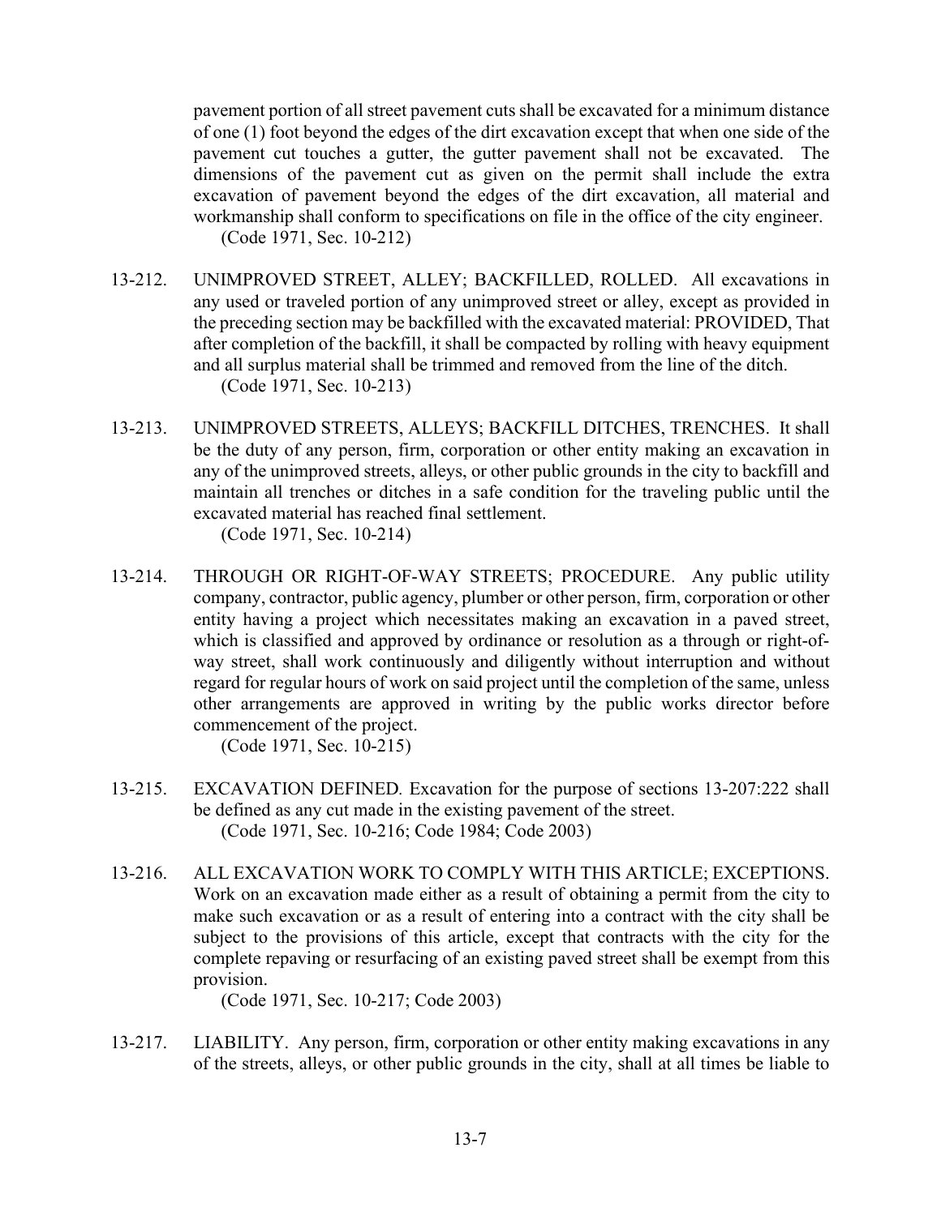pavement portion of all street pavement cuts shall be excavated for a minimum distance of one (1) foot beyond the edges of the dirt excavation except that when one side of the pavement cut touches a gutter, the gutter pavement shall not be excavated. The dimensions of the pavement cut as given on the permit shall include the extra excavation of pavement beyond the edges of the dirt excavation, all material and workmanship shall conform to specifications on file in the office of the city engineer.
(Code 1971, Sec. 10-212)

13-212. UNIMPROVED STREET, ALLEY; BACKFILLED, ROLLED. All excavations in any used or traveled portion of any unimproved street or alley, except as provided in the preceding section may be backfilled with the excavated material: PROVIDED, That after completion of the backfill, it shall be compacted by rolling with heavy equipment and all surplus material shall be trimmed and removed from the line of the ditch.
(Code 1971, Sec. 10-213)

13-213. UNIMPROVED STREETS, ALLEYS; BACKFILL DITCHES, TRENCHES. It shall be the duty of any person, firm, corporation or other entity making an excavation in any of the unimproved streets, alleys, or other public grounds in the city to backfill and maintain all trenches or ditches in a safe condition for the traveling public until the excavated material has reached final settlement.
(Code 1971, Sec. 10-214)

13-214. THROUGH OR RIGHT-OF-WAY STREETS; PROCEDURE. Any public utility company, contractor, public agency, plumber or other person, firm, corporation or other entity having a project which necessitates making an excavation in a paved street, which is classified and approved by ordinance or resolution as a through or right-of-way street, shall work continuously and diligently without interruption and without regard for regular hours of work on said project until the completion of the same, unless other arrangements are approved in writing by the public works director before commencement of the project.
(Code 1971, Sec. 10-215)

13-215. EXCAVATION DEFINED. Excavation for the purpose of sections 13-207:222 shall be defined as any cut made in the existing pavement of the street.
(Code 1971, Sec. 10-216; Code 1984; Code 2003)

13-216. ALL EXCAVATION WORK TO COMPLY WITH THIS ARTICLE; EXCEPTIONS. Work on an excavation made either as a result of obtaining a permit from the city to make such excavation or as a result of entering into a contract with the city shall be subject to the provisions of this article, except that contracts with the city for the complete repaving or resurfacing of an existing paved street shall be exempt from this provision.
(Code 1971, Sec. 10-217; Code 2003)

13-217. LIABILITY. Any person, firm, corporation or other entity making excavations in any of the streets, alleys, or other public grounds in the city, shall at all times be liable to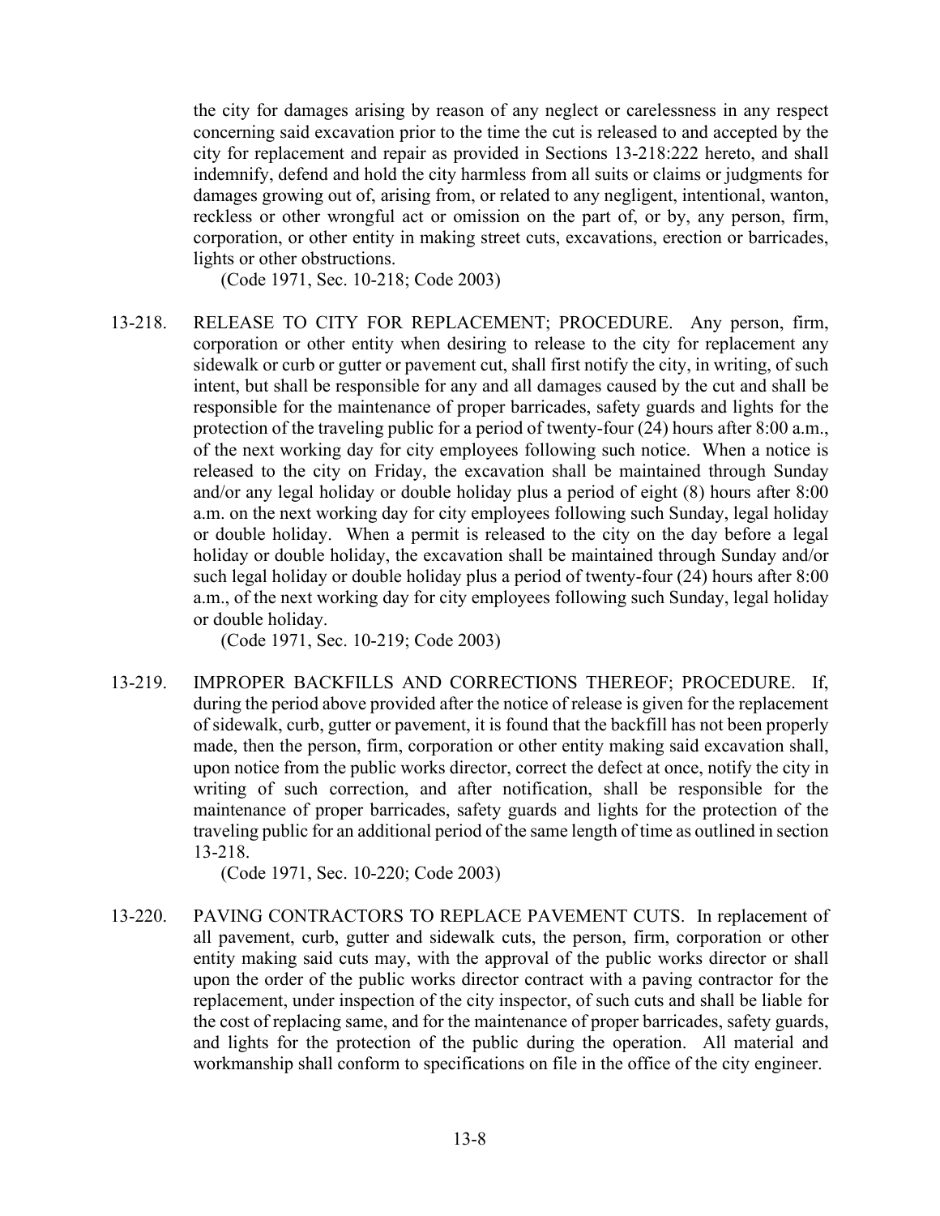the city for damages arising by reason of any neglect or carelessness in any respect concerning said excavation prior to the time the cut is released to and accepted by the city for replacement and repair as provided in Sections 13-218:222 hereto, and shall indemnify, defend and hold the city harmless from all suits or claims or judgments for damages growing out of, arising from, or related to any negligent, intentional, wanton, reckless or other wrongful act or omission on the part of, or by, any person, firm, corporation, or other entity in making street cuts, excavations, erection or barricades, lights or other obstructions.

(Code 1971, Sec. 10-218; Code 2003)

13-218. RELEASE TO CITY FOR REPLACEMENT; PROCEDURE. Any person, firm, corporation or other entity when desiring to release to the city for replacement any sidewalk or curb or gutter or pavement cut, shall first notify the city, in writing, of such intent, but shall be responsible for any and all damages caused by the cut and shall be responsible for the maintenance of proper barricades, safety guards and lights for the protection of the traveling public for a period of twenty-four (24) hours after 8:00 a.m., of the next working day for city employees following such notice. When a notice is released to the city on Friday, the excavation shall be maintained through Sunday and/or any legal holiday or double holiday plus a period of eight (8) hours after 8:00 a.m. on the next working day for city employees following such Sunday, legal holiday or double holiday. When a permit is released to the city on the day before a legal holiday or double holiday, the excavation shall be maintained through Sunday and/or such legal holiday or double holiday plus a period of twenty-four (24) hours after 8:00 a.m., of the next working day for city employees following such Sunday, legal holiday or double holiday.

(Code 1971, Sec. 10-219; Code 2003)

13-219. IMPROPER BACKFILLS AND CORRECTIONS THEREOF; PROCEDURE. If, during the period above provided after the notice of release is given for the replacement of sidewalk, curb, gutter or pavement, it is found that the backfill has not been properly made, then the person, firm, corporation or other entity making said excavation shall, upon notice from the public works director, correct the defect at once, notify the city in writing of such correction, and after notification, shall be responsible for the maintenance of proper barricades, safety guards and lights for the protection of the traveling public for an additional period of the same length of time as outlined in section 13-218.

(Code 1971, Sec. 10-220; Code 2003)

13-220. PAVING CONTRACTORS TO REPLACE PAVEMENT CUTS. In replacement of all pavement, curb, gutter and sidewalk cuts, the person, firm, corporation or other entity making said cuts may, with the approval of the public works director or shall upon the order of the public works director contract with a paving contractor for the replacement, under inspection of the city inspector, of such cuts and shall be liable for the cost of replacing same, and for the maintenance of proper barricades, safety guards, and lights for the protection of the public during the operation. All material and workmanship shall conform to specifications on file in the office of the city engineer.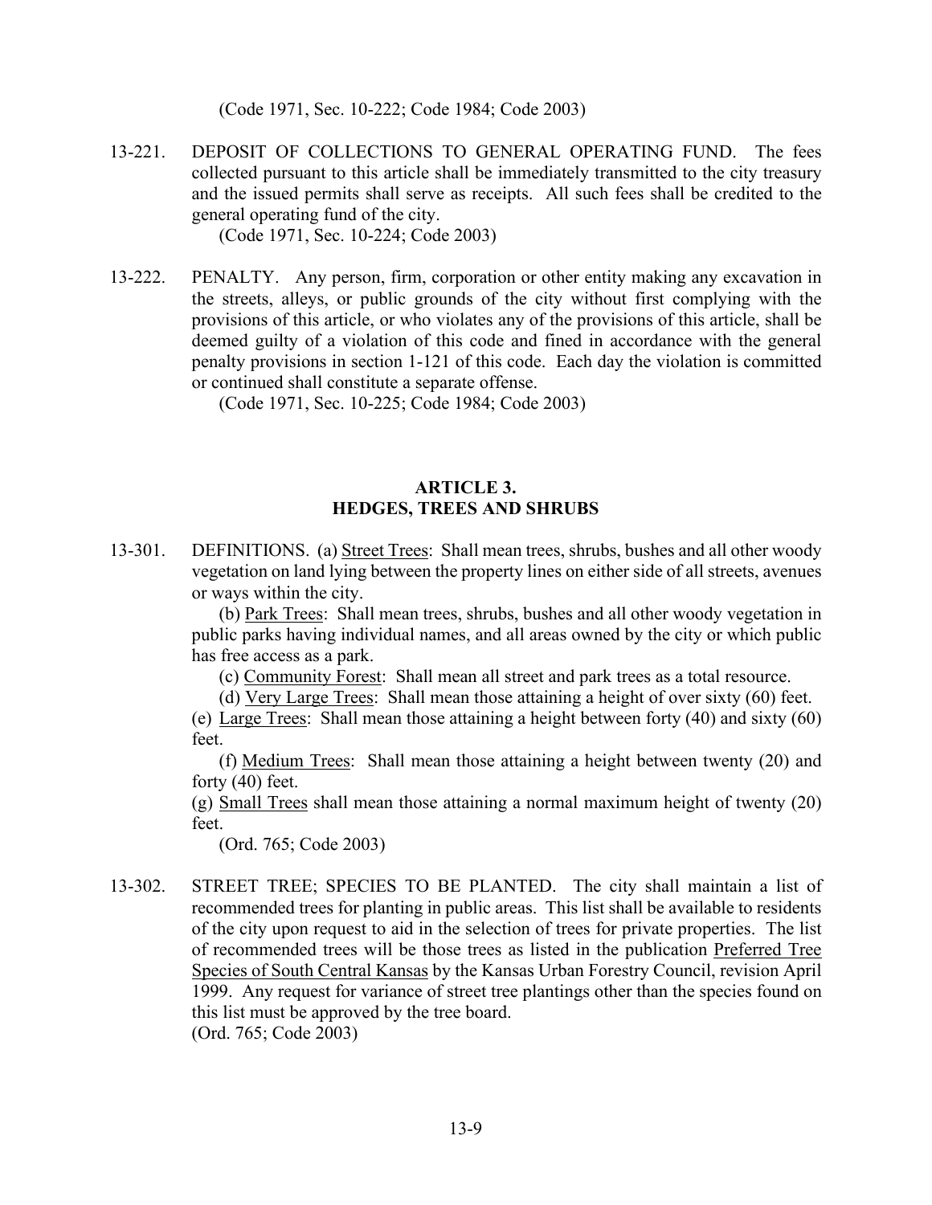(Code 1971, Sec. 10-222; Code 1984; Code 2003)

13-221. DEPOSIT OF COLLECTIONS TO GENERAL OPERATING FUND. The fees collected pursuant to this article shall be immediately transmitted to the city treasury and the issued permits shall serve as receipts. All such fees shall be credited to the general operating fund of the city.
(Code 1971, Sec. 10-224; Code 2003)

13-222. PENALTY. Any person, firm, corporation or other entity making any excavation in the streets, alleys, or public grounds of the city without first complying with the provisions of this article, or who violates any of the provisions of this article, shall be deemed guilty of a violation of this code and fined in accordance with the general penalty provisions in section 1-121 of this code. Each day the violation is committed or continued shall constitute a separate offense.
(Code 1971, Sec. 10-225; Code 1984; Code 2003)

## ARTICLE 3.
## HEDGES, TREES AND SHRUBS

13-301. DEFINITIONS. (a) Street Trees: Shall mean trees, shrubs, bushes and all other woody vegetation on land lying between the property lines on either side of all streets, avenues or ways within the city.

(b) Park Trees: Shall mean trees, shrubs, bushes and all other woody vegetation in public parks having individual names, and all areas owned by the city or which public has free access as a park.

(c) Community Forest: Shall mean all street and park trees as a total resource.

(d) Very Large Trees: Shall mean those attaining a height of over sixty (60) feet.

(e) Large Trees: Shall mean those attaining a height between forty (40) and sixty (60) feet.

(f) Medium Trees: Shall mean those attaining a height between twenty (20) and forty (40) feet.

(g) Small Trees shall mean those attaining a normal maximum height of twenty (20) feet.

(Ord. 765; Code 2003)

13-302. STREET TREE; SPECIES TO BE PLANTED. The city shall maintain a list of recommended trees for planting in public areas. This list shall be available to residents of the city upon request to aid in the selection of trees for private properties. The list of recommended trees will be those trees as listed in the publication Preferred Tree Species of South Central Kansas by the Kansas Urban Forestry Council, revision April 1999. Any request for variance of street tree plantings other than the species found on this list must be approved by the tree board.
(Ord. 765; Code 2003)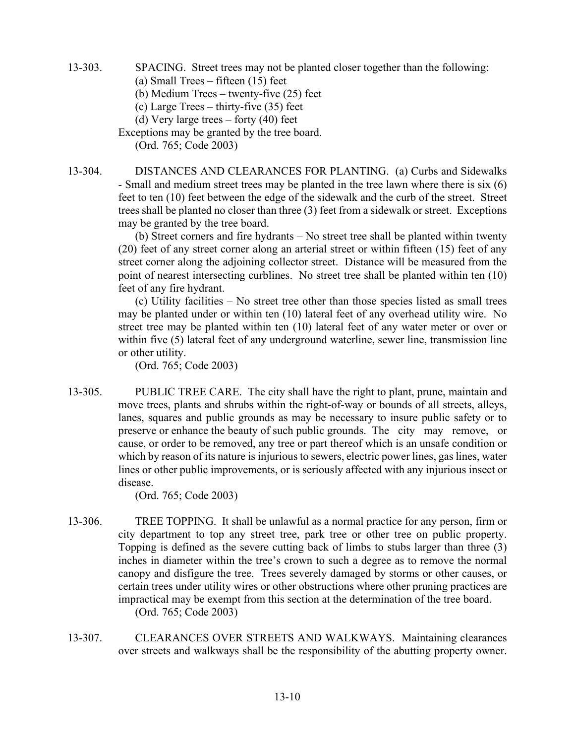13-303. SPACING. Street trees may not be planted closer together than the following:

(a) Small Trees – fifteen (15) feet

(b) Medium Trees – twenty-five (25) feet

(c) Large Trees – thirty-five (35) feet

(d) Very large trees – forty (40) feet

Exceptions may be granted by the tree board.

(Ord. 765; Code 2003)

13-304. DISTANCES AND CLEARANCES FOR PLANTING. (a) Curbs and Sidewalks - Small and medium street trees may be planted in the tree lawn where there is six (6) feet to ten (10) feet between the edge of the sidewalk and the curb of the street. Street trees shall be planted no closer than three (3) feet from a sidewalk or street. Exceptions may be granted by the tree board.

(b) Street corners and fire hydrants – No street tree shall be planted within twenty (20) feet of any street corner along an arterial street or within fifteen (15) feet of any street corner along the adjoining collector street. Distance will be measured from the point of nearest intersecting curblines. No street tree shall be planted within ten (10) feet of any fire hydrant.

(c) Utility facilities – No street tree other than those species listed as small trees may be planted under or within ten (10) lateral feet of any overhead utility wire. No street tree may be planted within ten (10) lateral feet of any water meter or over or within five (5) lateral feet of any underground waterline, sewer line, transmission line or other utility.

(Ord. 765; Code 2003)

13-305. PUBLIC TREE CARE. The city shall have the right to plant, prune, maintain and move trees, plants and shrubs within the right-of-way or bounds of all streets, alleys, lanes, squares and public grounds as may be necessary to insure public safety or to preserve or enhance the beauty of such public grounds. The city may remove, or cause, or order to be removed, any tree or part thereof which is an unsafe condition or which by reason of its nature is injurious to sewers, electric power lines, gas lines, water lines or other public improvements, or is seriously affected with any injurious insect or disease.

(Ord. 765; Code 2003)

13-306. TREE TOPPING. It shall be unlawful as a normal practice for any person, firm or city department to top any street tree, park tree or other tree on public property. Topping is defined as the severe cutting back of limbs to stubs larger than three (3) inches in diameter within the tree's crown to such a degree as to remove the normal canopy and disfigure the tree. Trees severely damaged by storms or other causes, or certain trees under utility wires or other obstructions where other pruning practices are impractical may be exempt from this section at the determination of the tree board.

(Ord. 765; Code 2003)

13-307. CLEARANCES OVER STREETS AND WALKWAYS. Maintaining clearances over streets and walkways shall be the responsibility of the abutting property owner.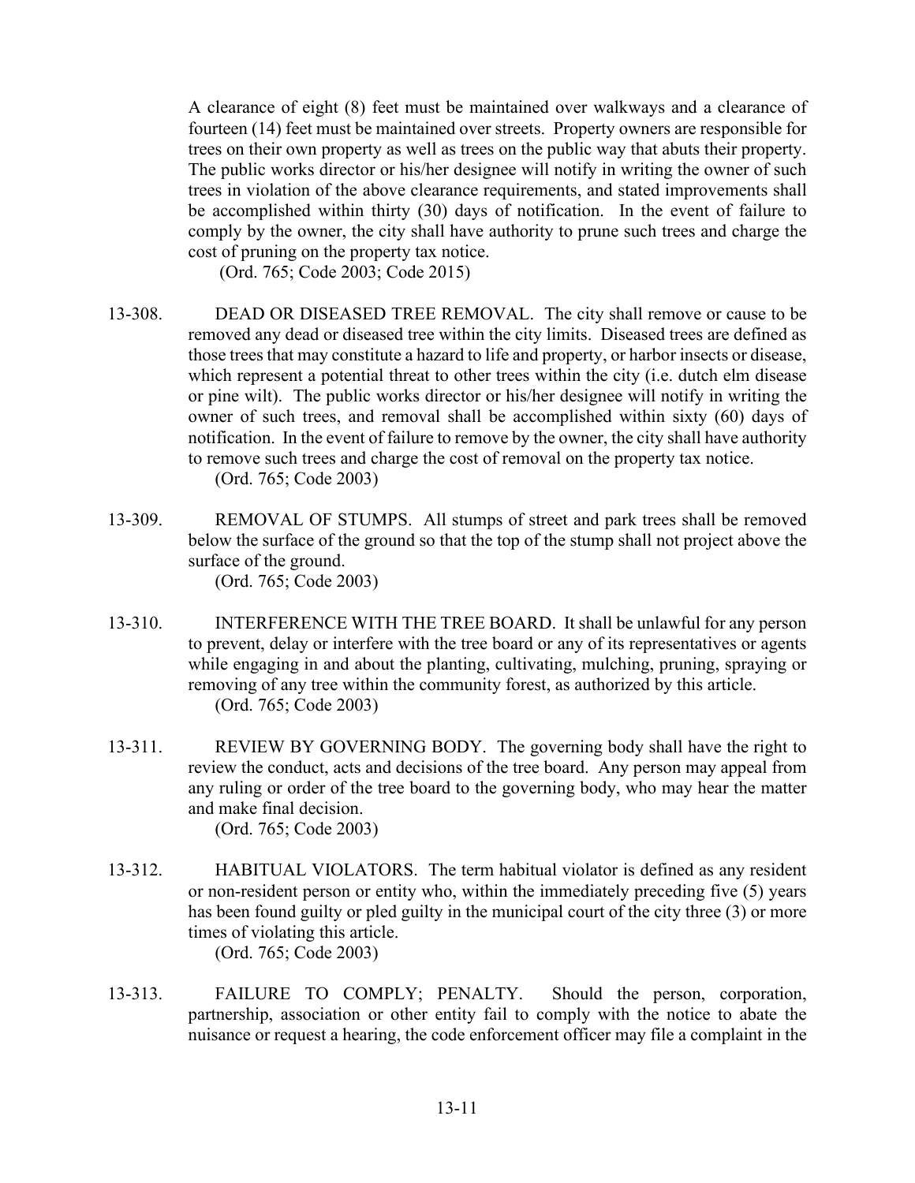A clearance of eight (8) feet must be maintained over walkways and a clearance of fourteen (14) feet must be maintained over streets. Property owners are responsible for trees on their own property as well as trees on the public way that abuts their property. The public works director or his/her designee will notify in writing the owner of such trees in violation of the above clearance requirements, and stated improvements shall be accomplished within thirty (30) days of notification. In the event of failure to comply by the owner, the city shall have authority to prune such trees and charge the cost of pruning on the property tax notice.
(Ord. 765; Code 2003; Code 2015)

13-308. DEAD OR DISEASED TREE REMOVAL. The city shall remove or cause to be removed any dead or diseased tree within the city limits. Diseased trees are defined as those trees that may constitute a hazard to life and property, or harbor insects or disease, which represent a potential threat to other trees within the city (i.e. dutch elm disease or pine wilt). The public works director or his/her designee will notify in writing the owner of such trees, and removal shall be accomplished within sixty (60) days of notification. In the event of failure to remove by the owner, the city shall have authority to remove such trees and charge the cost of removal on the property tax notice.
(Ord. 765; Code 2003)

13-309. REMOVAL OF STUMPS. All stumps of street and park trees shall be removed below the surface of the ground so that the top of the stump shall not project above the surface of the ground.
(Ord. 765; Code 2003)

13-310. INTERFERENCE WITH THE TREE BOARD. It shall be unlawful for any person to prevent, delay or interfere with the tree board or any of its representatives or agents while engaging in and about the planting, cultivating, mulching, pruning, spraying or removing of any tree within the community forest, as authorized by this article.
(Ord. 765; Code 2003)

13-311. REVIEW BY GOVERNING BODY. The governing body shall have the right to review the conduct, acts and decisions of the tree board. Any person may appeal from any ruling or order of the tree board to the governing body, who may hear the matter and make final decision.
(Ord. 765; Code 2003)

13-312. HABITUAL VIOLATORS. The term habitual violator is defined as any resident or non-resident person or entity who, within the immediately preceding five (5) years has been found guilty or pled guilty in the municipal court of the city three (3) or more times of violating this article.
(Ord. 765; Code 2003)

13-313. FAILURE TO COMPLY; PENALTY. Should the person, corporation, partnership, association or other entity fail to comply with the notice to abate the nuisance or request a hearing, the code enforcement officer may file a complaint in the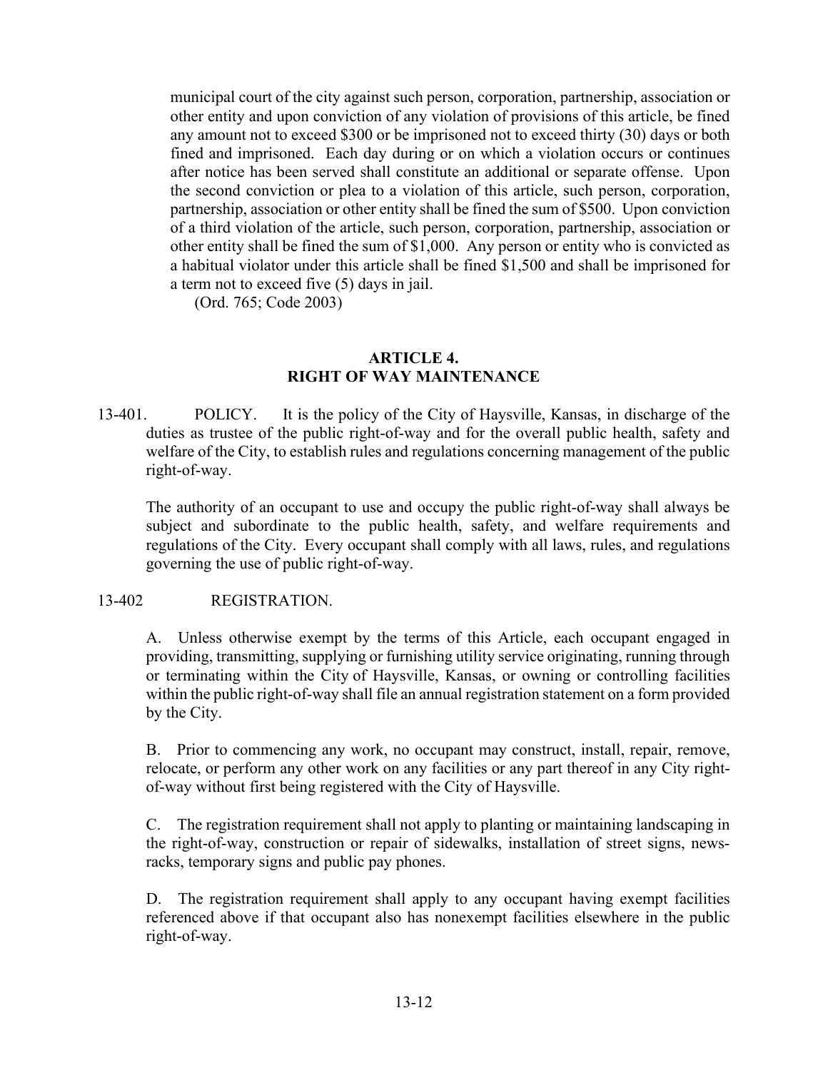municipal court of the city against such person, corporation, partnership, association or other entity and upon conviction of any violation of provisions of this article, be fined any amount not to exceed $300 or be imprisoned not to exceed thirty (30) days or both fined and imprisoned. Each day during or on which a violation occurs or continues after notice has been served shall constitute an additional or separate offense. Upon the second conviction or plea to a violation of this article, such person, corporation, partnership, association or other entity shall be fined the sum of $500. Upon conviction of a third violation of the article, such person, corporation, partnership, association or other entity shall be fined the sum of $1,000. Any person or entity who is convicted as a habitual violator under this article shall be fined $1,500 and shall be imprisoned for a term not to exceed five (5) days in jail.

(Ord. 765; Code 2003)

## ARTICLE 4.
## RIGHT OF WAY MAINTENANCE

13-401. POLICY. It is the policy of the City of Haysville, Kansas, in discharge of the duties as trustee of the public right-of-way and for the overall public health, safety and welfare of the City, to establish rules and regulations concerning management of the public right-of-way.

The authority of an occupant to use and occupy the public right-of-way shall always be subject and subordinate to the public health, safety, and welfare requirements and regulations of the City. Every occupant shall comply with all laws, rules, and regulations governing the use of public right-of-way.

13-402 REGISTRATION.

A. Unless otherwise exempt by the terms of this Article, each occupant engaged in providing, transmitting, supplying or furnishing utility service originating, running through or terminating within the City of Haysville, Kansas, or owning or controlling facilities within the public right-of-way shall file an annual registration statement on a form provided by the City.

B. Prior to commencing any work, no occupant may construct, install, repair, remove, relocate, or perform any other work on any facilities or any part thereof in any City right-of-way without first being registered with the City of Haysville.

C. The registration requirement shall not apply to planting or maintaining landscaping in the right-of-way, construction or repair of sidewalks, installation of street signs, news-racks, temporary signs and public pay phones.

D. The registration requirement shall apply to any occupant having exempt facilities referenced above if that occupant also has nonexempt facilities elsewhere in the public right-of-way.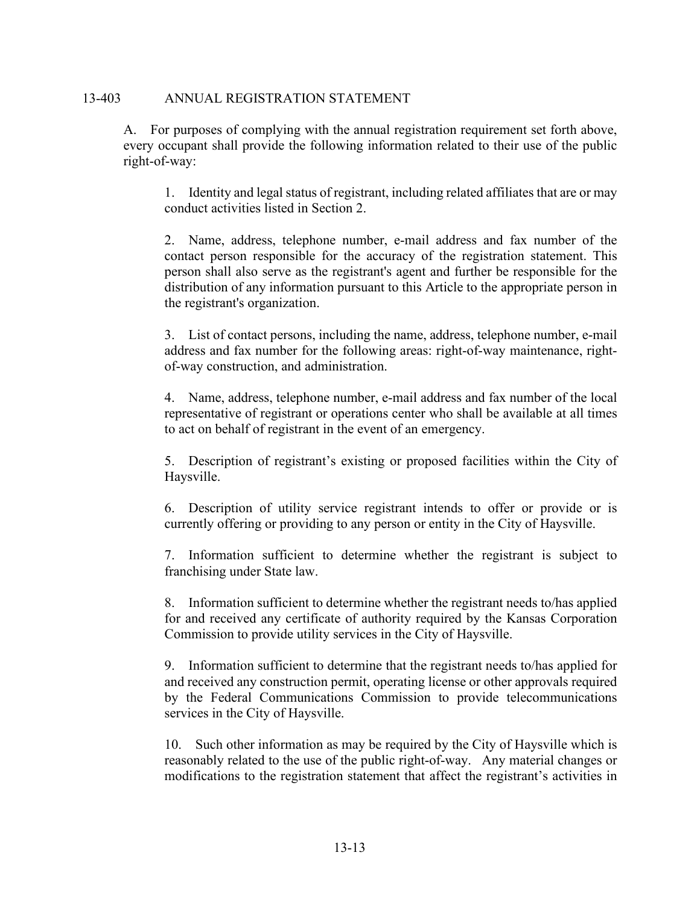## 13-403 ANNUAL REGISTRATION STATEMENT

A. For purposes of complying with the annual registration requirement set forth above, every occupant shall provide the following information related to their use of the public right-of-way:

1. Identity and legal status of registrant, including related affiliates that are or may conduct activities listed in Section 2.

2. Name, address, telephone number, e-mail address and fax number of the contact person responsible for the accuracy of the registration statement. This person shall also serve as the registrant's agent and further be responsible for the distribution of any information pursuant to this Article to the appropriate person in the registrant's organization.

3. List of contact persons, including the name, address, telephone number, e-mail address and fax number for the following areas: right-of-way maintenance, right-of-way construction, and administration.

4. Name, address, telephone number, e-mail address and fax number of the local representative of registrant or operations center who shall be available at all times to act on behalf of registrant in the event of an emergency.

5. Description of registrant's existing or proposed facilities within the City of Haysville.

6. Description of utility service registrant intends to offer or provide or is currently offering or providing to any person or entity in the City of Haysville.

7. Information sufficient to determine whether the registrant is subject to franchising under State law.

8. Information sufficient to determine whether the registrant needs to/has applied for and received any certificate of authority required by the Kansas Corporation Commission to provide utility services in the City of Haysville.

9. Information sufficient to determine that the registrant needs to/has applied for and received any construction permit, operating license or other approvals required by the Federal Communications Commission to provide telecommunications services in the City of Haysville.

10. Such other information as may be required by the City of Haysville which is reasonably related to the use of the public right-of-way. Any material changes or modifications to the registration statement that affect the registrant's activities in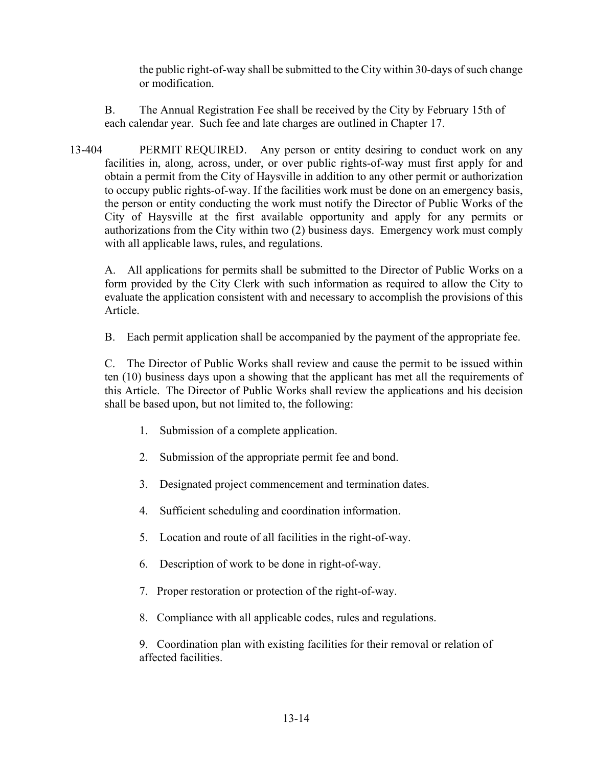the public right-of-way shall be submitted to the City within 30-days of such change or modification.

B. The Annual Registration Fee shall be received by the City by February 15th of each calendar year. Such fee and late charges are outlined in Chapter 17.

13-404 PERMIT REQUIRED. Any person or entity desiring to conduct work on any facilities in, along, across, under, or over public rights-of-way must first apply for and obtain a permit from the City of Haysville in addition to any other permit or authorization to occupy public rights-of-way. If the facilities work must be done on an emergency basis, the person or entity conducting the work must notify the Director of Public Works of the City of Haysville at the first available opportunity and apply for any permits or authorizations from the City within two (2) business days. Emergency work must comply with all applicable laws, rules, and regulations.

A. All applications for permits shall be submitted to the Director of Public Works on a form provided by the City Clerk with such information as required to allow the City to evaluate the application consistent with and necessary to accomplish the provisions of this Article.

B. Each permit application shall be accompanied by the payment of the appropriate fee.

C. The Director of Public Works shall review and cause the permit to be issued within ten (10) business days upon a showing that the applicant has met all the requirements of this Article. The Director of Public Works shall review the applications and his decision shall be based upon, but not limited to, the following:

1. Submission of a complete application.

2. Submission of the appropriate permit fee and bond.

3. Designated project commencement and termination dates.

4. Sufficient scheduling and coordination information.

5. Location and route of all facilities in the right-of-way.

6. Description of work to be done in right-of-way.

7. Proper restoration or protection of the right-of-way.

8. Compliance with all applicable codes, rules and regulations.

9. Coordination plan with existing facilities for their removal or relation of affected facilities.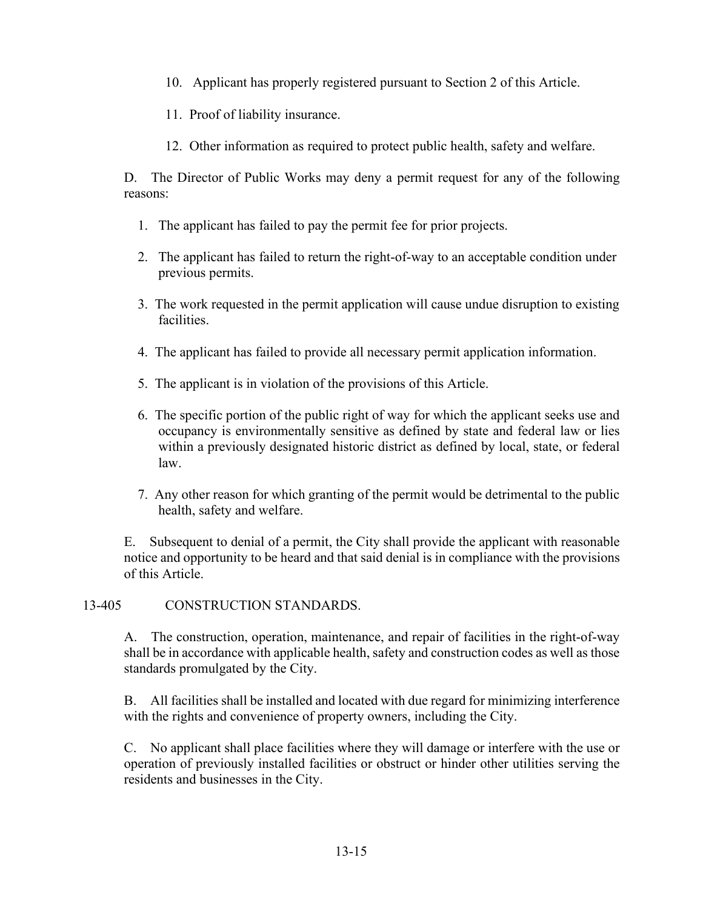10. Applicant has properly registered pursuant to Section 2 of this Article.

11. Proof of liability insurance.

12. Other information as required to protect public health, safety and welfare.

D. The Director of Public Works may deny a permit request for any of the following reasons:

1. The applicant has failed to pay the permit fee for prior projects.

2. The applicant has failed to return the right-of-way to an acceptable condition under previous permits.

3. The work requested in the permit application will cause undue disruption to existing facilities.

4. The applicant has failed to provide all necessary permit application information.

5. The applicant is in violation of the provisions of this Article.

6. The specific portion of the public right of way for which the applicant seeks use and occupancy is environmentally sensitive as defined by state and federal law or lies within a previously designated historic district as defined by local, state, or federal law.

7. Any other reason for which granting of the permit would be detrimental to the public health, safety and welfare.

E. Subsequent to denial of a permit, the City shall provide the applicant with reasonable notice and opportunity to be heard and that said denial is in compliance with the provisions of this Article.

## 13-405 CONSTRUCTION STANDARDS.

A. The construction, operation, maintenance, and repair of facilities in the right-of-way shall be in accordance with applicable health, safety and construction codes as well as those standards promulgated by the City.

B. All facilities shall be installed and located with due regard for minimizing interference with the rights and convenience of property owners, including the City.

C. No applicant shall place facilities where they will damage or interfere with the use or operation of previously installed facilities or obstruct or hinder other utilities serving the residents and businesses in the City.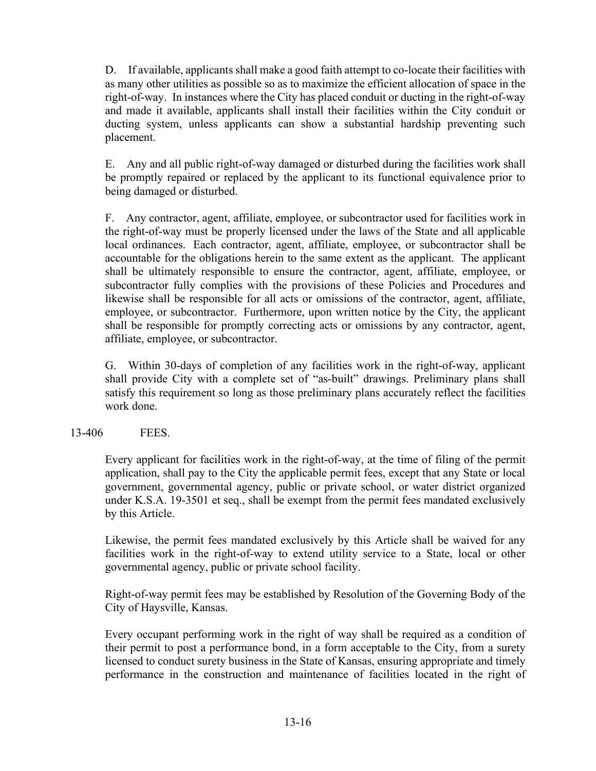D. If available, applicants shall make a good faith attempt to co-locate their facilities with as many other utilities as possible so as to maximize the efficient allocation of space in the right-of-way. In instances where the City has placed conduit or ducting in the right-of-way and made it available, applicants shall install their facilities within the City conduit or ducting system, unless applicants can show a substantial hardship preventing such placement.

E. Any and all public right-of-way damaged or disturbed during the facilities work shall be promptly repaired or replaced by the applicant to its functional equivalence prior to being damaged or disturbed.

F. Any contractor, agent, affiliate, employee, or subcontractor used for facilities work in the right-of-way must be properly licensed under the laws of the State and all applicable local ordinances. Each contractor, agent, affiliate, employee, or subcontractor shall be accountable for the obligations herein to the same extent as the applicant. The applicant shall be ultimately responsible to ensure the contractor, agent, affiliate, employee, or subcontractor fully complies with the provisions of these Policies and Procedures and likewise shall be responsible for all acts or omissions of the contractor, agent, affiliate, employee, or subcontractor. Furthermore, upon written notice by the City, the applicant shall be responsible for promptly correcting acts or omissions by any contractor, agent, affiliate, employee, or subcontractor.

G. Within 30-days of completion of any facilities work in the right-of-way, applicant shall provide City with a complete set of "as-built" drawings. Preliminary plans shall satisfy this requirement so long as those preliminary plans accurately reflect the facilities work done.

## 13-406 FEES.

Every applicant for facilities work in the right-of-way, at the time of filing of the permit application, shall pay to the City the applicable permit fees, except that any State or local government, governmental agency, public or private school, or water district organized under K.S.A. 19-3501 et seq., shall be exempt from the permit fees mandated exclusively by this Article.

Likewise, the permit fees mandated exclusively by this Article shall be waived for any facilities work in the right-of-way to extend utility service to a State, local or other governmental agency, public or private school facility.

Right-of-way permit fees may be established by Resolution of the Governing Body of the City of Haysville, Kansas.

Every occupant performing work in the right of way shall be required as a condition of their permit to post a performance bond, in a form acceptable to the City, from a surety licensed to conduct surety business in the State of Kansas, ensuring appropriate and timely performance in the construction and maintenance of facilities located in the right of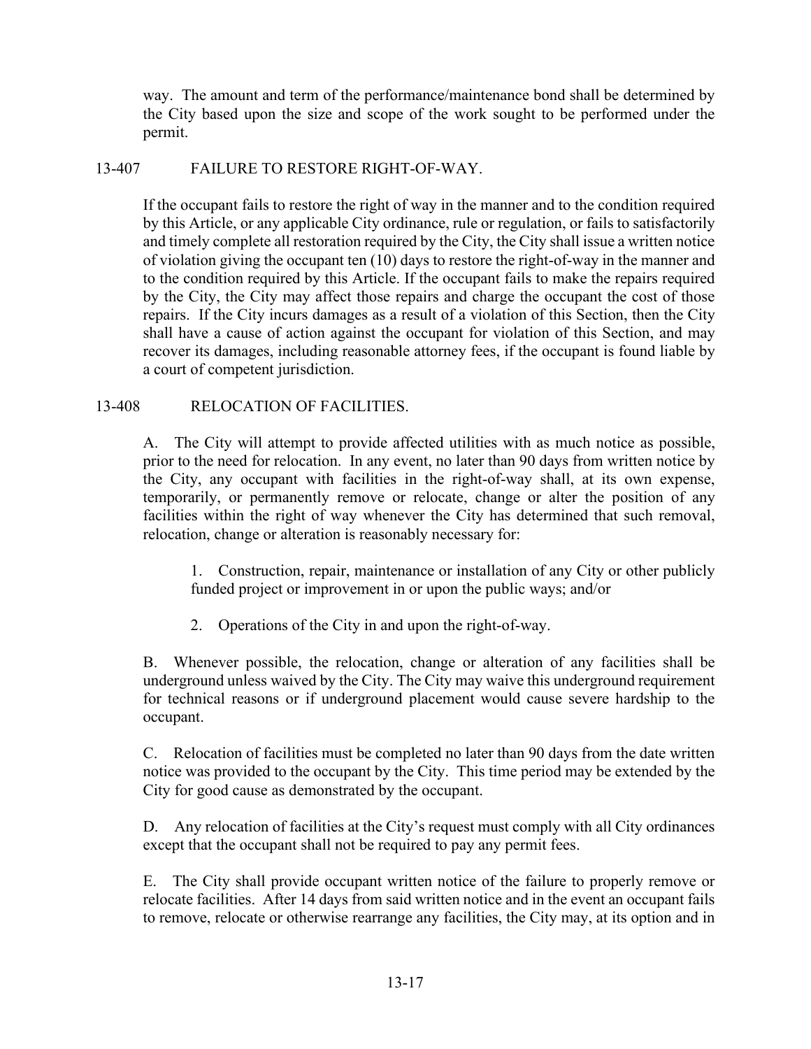way. The amount and term of the performance/maintenance bond shall be determined by the City based upon the size and scope of the work sought to be performed under the permit.

## 13-407 FAILURE TO RESTORE RIGHT-OF-WAY.

If the occupant fails to restore the right of way in the manner and to the condition required by this Article, or any applicable City ordinance, rule or regulation, or fails to satisfactorily and timely complete all restoration required by the City, the City shall issue a written notice of violation giving the occupant ten (10) days to restore the right-of-way in the manner and to the condition required by this Article. If the occupant fails to make the repairs required by the City, the City may affect those repairs and charge the occupant the cost of those repairs. If the City incurs damages as a result of a violation of this Section, then the City shall have a cause of action against the occupant for violation of this Section, and may recover its damages, including reasonable attorney fees, if the occupant is found liable by a court of competent jurisdiction.

## 13-408 RELOCATION OF FACILITIES.

A. The City will attempt to provide affected utilities with as much notice as possible, prior to the need for relocation. In any event, no later than 90 days from written notice by the City, any occupant with facilities in the right-of-way shall, at its own expense, temporarily, or permanently remove or relocate, change or alter the position of any facilities within the right of way whenever the City has determined that such removal, relocation, change or alteration is reasonably necessary for:

1. Construction, repair, maintenance or installation of any City or other publicly funded project or improvement in or upon the public ways; and/or

2. Operations of the City in and upon the right-of-way.

B. Whenever possible, the relocation, change or alteration of any facilities shall be underground unless waived by the City. The City may waive this underground requirement for technical reasons or if underground placement would cause severe hardship to the occupant.

C. Relocation of facilities must be completed no later than 90 days from the date written notice was provided to the occupant by the City. This time period may be extended by the City for good cause as demonstrated by the occupant.

D. Any relocation of facilities at the City's request must comply with all City ordinances except that the occupant shall not be required to pay any permit fees.

E. The City shall provide occupant written notice of the failure to properly remove or relocate facilities. After 14 days from said written notice and in the event an occupant fails to remove, relocate or otherwise rearrange any facilities, the City may, at its option and in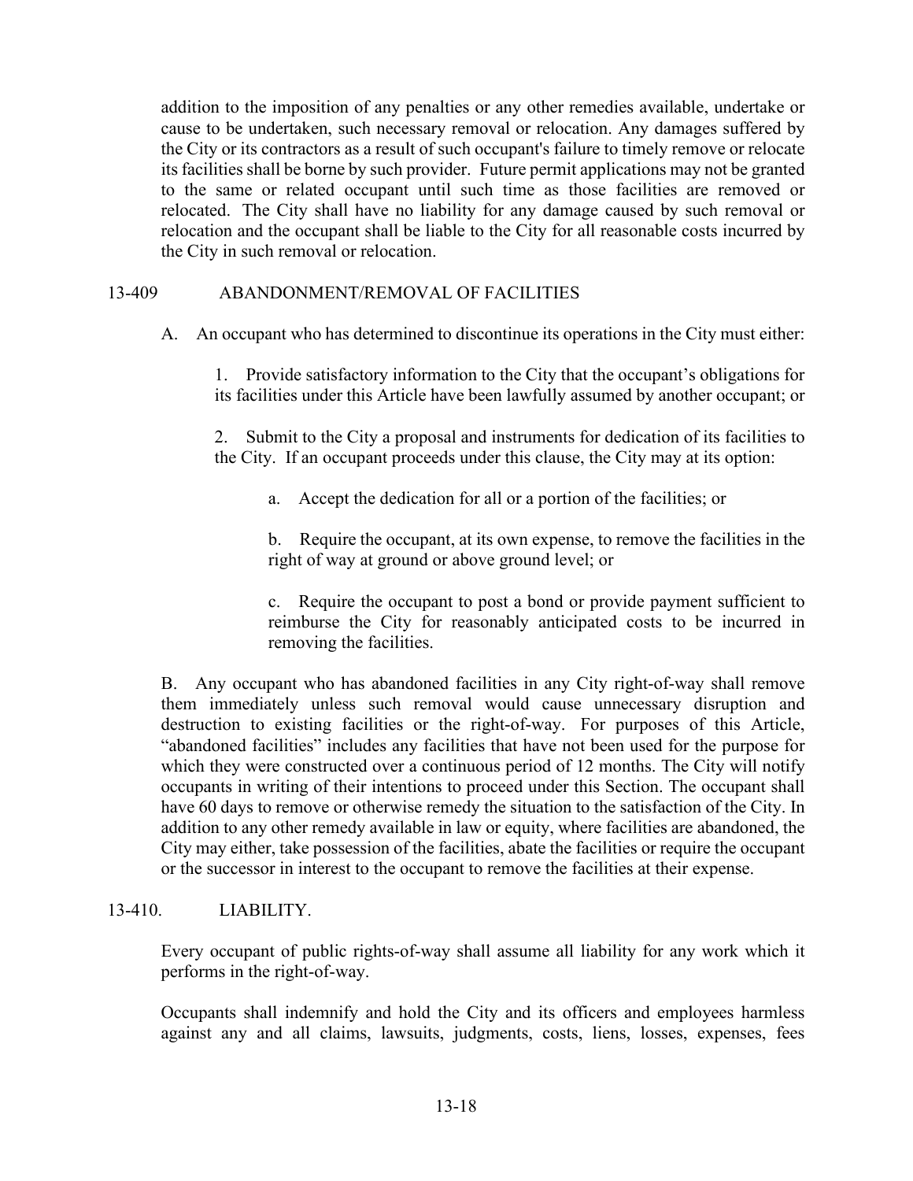addition to the imposition of any penalties or any other remedies available, undertake or cause to be undertaken, such necessary removal or relocation. Any damages suffered by the City or its contractors as a result of such occupant's failure to timely remove or relocate its facilities shall be borne by such provider. Future permit applications may not be granted to the same or related occupant until such time as those facilities are removed or relocated. The City shall have no liability for any damage caused by such removal or relocation and the occupant shall be liable to the City for all reasonable costs incurred by the City in such removal or relocation.

## 13-409 ABANDONMENT/REMOVAL OF FACILITIES

A. An occupant who has determined to discontinue its operations in the City must either:

1. Provide satisfactory information to the City that the occupant's obligations for its facilities under this Article have been lawfully assumed by another occupant; or

2. Submit to the City a proposal and instruments for dedication of its facilities to the City. If an occupant proceeds under this clause, the City may at its option:

a. Accept the dedication for all or a portion of the facilities; or

b. Require the occupant, at its own expense, to remove the facilities in the right of way at ground or above ground level; or

c. Require the occupant to post a bond or provide payment sufficient to reimburse the City for reasonably anticipated costs to be incurred in removing the facilities.

B. Any occupant who has abandoned facilities in any City right-of-way shall remove them immediately unless such removal would cause unnecessary disruption and destruction to existing facilities or the right-of-way. For purposes of this Article, "abandoned facilities" includes any facilities that have not been used for the purpose for which they were constructed over a continuous period of 12 months. The City will notify occupants in writing of their intentions to proceed under this Section. The occupant shall have 60 days to remove or otherwise remedy the situation to the satisfaction of the City. In addition to any other remedy available in law or equity, where facilities are abandoned, the City may either, take possession of the facilities, abate the facilities or require the occupant or the successor in interest to the occupant to remove the facilities at their expense.

## 13-410. LIABILITY.

Every occupant of public rights-of-way shall assume all liability for any work which it performs in the right-of-way.

Occupants shall indemnify and hold the City and its officers and employees harmless against any and all claims, lawsuits, judgments, costs, liens, losses, expenses, fees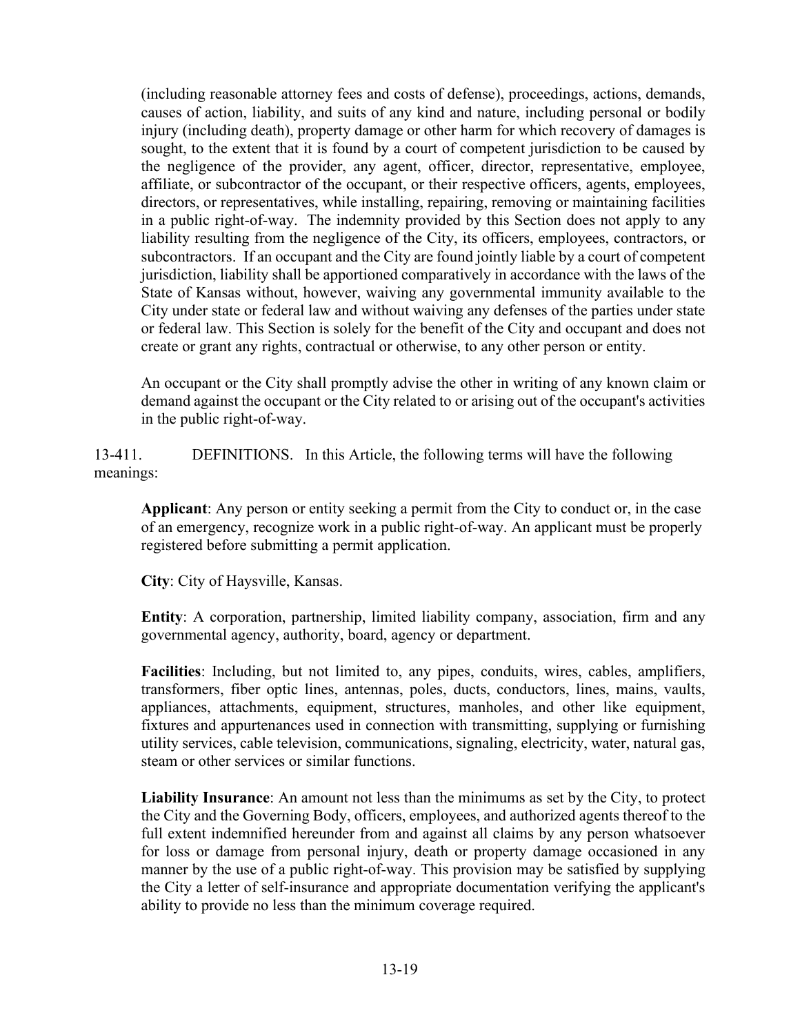(including reasonable attorney fees and costs of defense), proceedings, actions, demands, causes of action, liability, and suits of any kind and nature, including personal or bodily injury (including death), property damage or other harm for which recovery of damages is sought, to the extent that it is found by a court of competent jurisdiction to be caused by the negligence of the provider, any agent, officer, director, representative, employee, affiliate, or subcontractor of the occupant, or their respective officers, agents, employees, directors, or representatives, while installing, repairing, removing or maintaining facilities in a public right-of-way. The indemnity provided by this Section does not apply to any liability resulting from the negligence of the City, its officers, employees, contractors, or subcontractors. If an occupant and the City are found jointly liable by a court of competent jurisdiction, liability shall be apportioned comparatively in accordance with the laws of the State of Kansas without, however, waiving any governmental immunity available to the City under state or federal law and without waiving any defenses of the parties under state or federal law. This Section is solely for the benefit of the City and occupant and does not create or grant any rights, contractual or otherwise, to any other person or entity.

An occupant or the City shall promptly advise the other in writing of any known claim or demand against the occupant or the City related to or arising out of the occupant's activities in the public right-of-way.

13-411. DEFINITIONS. In this Article, the following terms will have the following meanings:

**Applicant**: Any person or entity seeking a permit from the City to conduct or, in the case of an emergency, recognize work in a public right-of-way. An applicant must be properly registered before submitting a permit application.

**City**: City of Haysville, Kansas.

**Entity**: A corporation, partnership, limited liability company, association, firm and any governmental agency, authority, board, agency or department.

**Facilities**: Including, but not limited to, any pipes, conduits, wires, cables, amplifiers, transformers, fiber optic lines, antennas, poles, ducts, conductors, lines, mains, vaults, appliances, attachments, equipment, structures, manholes, and other like equipment, fixtures and appurtenances used in connection with transmitting, supplying or furnishing utility services, cable television, communications, signaling, electricity, water, natural gas, steam or other services or similar functions.

**Liability Insurance**: An amount not less than the minimums as set by the City, to protect the City and the Governing Body, officers, employees, and authorized agents thereof to the full extent indemnified hereunder from and against all claims by any person whatsoever for loss or damage from personal injury, death or property damage occasioned in any manner by the use of a public right-of-way. This provision may be satisfied by supplying the City a letter of self-insurance and appropriate documentation verifying the applicant's ability to provide no less than the minimum coverage required.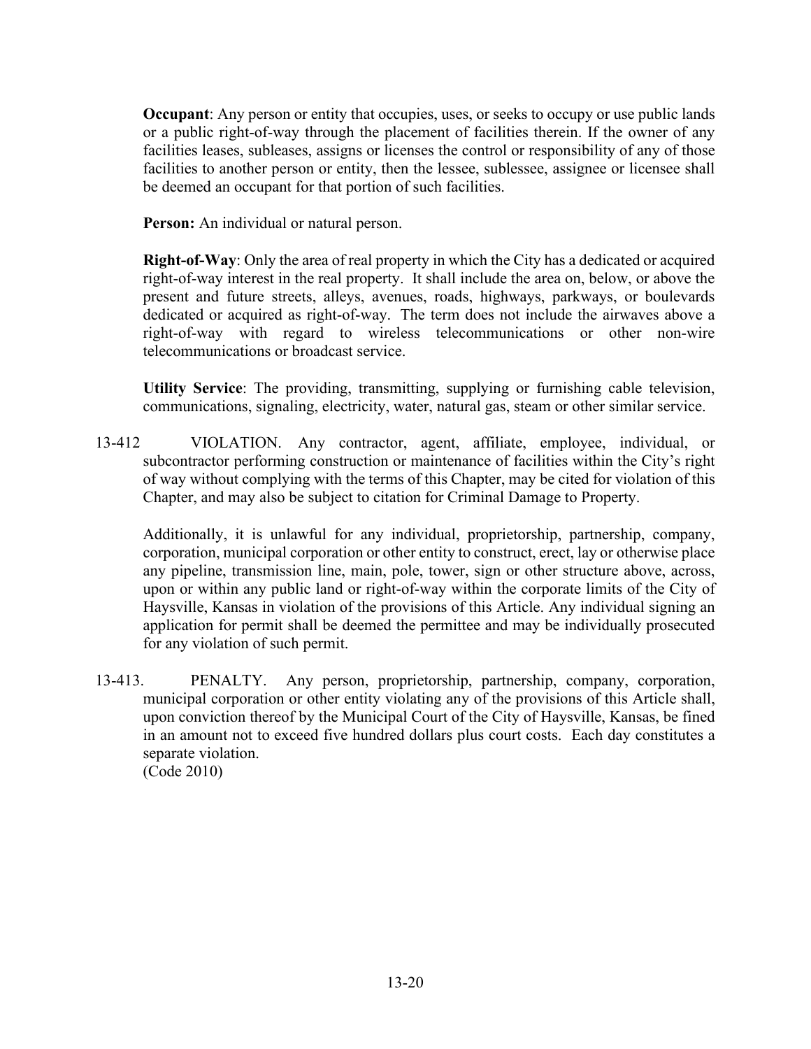**Occupant**: Any person or entity that occupies, uses, or seeks to occupy or use public lands or a public right-of-way through the placement of facilities therein. If the owner of any facilities leases, subleases, assigns or licenses the control or responsibility of any of those facilities to another person or entity, then the lessee, sublessee, assignee or licensee shall be deemed an occupant for that portion of such facilities.

**Person:** An individual or natural person.

**Right-of-Way**: Only the area of real property in which the City has a dedicated or acquired right-of-way interest in the real property. It shall include the area on, below, or above the present and future streets, alleys, avenues, roads, highways, parkways, or boulevards dedicated or acquired as right-of-way. The term does not include the airwaves above a right-of-way with regard to wireless telecommunications or other non-wire telecommunications or broadcast service.

**Utility Service**: The providing, transmitting, supplying or furnishing cable television, communications, signaling, electricity, water, natural gas, steam or other similar service.

13-412 VIOLATION. Any contractor, agent, affiliate, employee, individual, or subcontractor performing construction or maintenance of facilities within the City's right of way without complying with the terms of this Chapter, may be cited for violation of this Chapter, and may also be subject to citation for Criminal Damage to Property.

Additionally, it is unlawful for any individual, proprietorship, partnership, company, corporation, municipal corporation or other entity to construct, erect, lay or otherwise place any pipeline, transmission line, main, pole, tower, sign or other structure above, across, upon or within any public land or right-of-way within the corporate limits of the City of Haysville, Kansas in violation of the provisions of this Article. Any individual signing an application for permit shall be deemed the permittee and may be individually prosecuted for any violation of such permit.

13-413. PENALTY. Any person, proprietorship, partnership, company, corporation, municipal corporation or other entity violating any of the provisions of this Article shall, upon conviction thereof by the Municipal Court of the City of Haysville, Kansas, be fined in an amount not to exceed five hundred dollars plus court costs. Each day constitutes a separate violation.
(Code 2010)